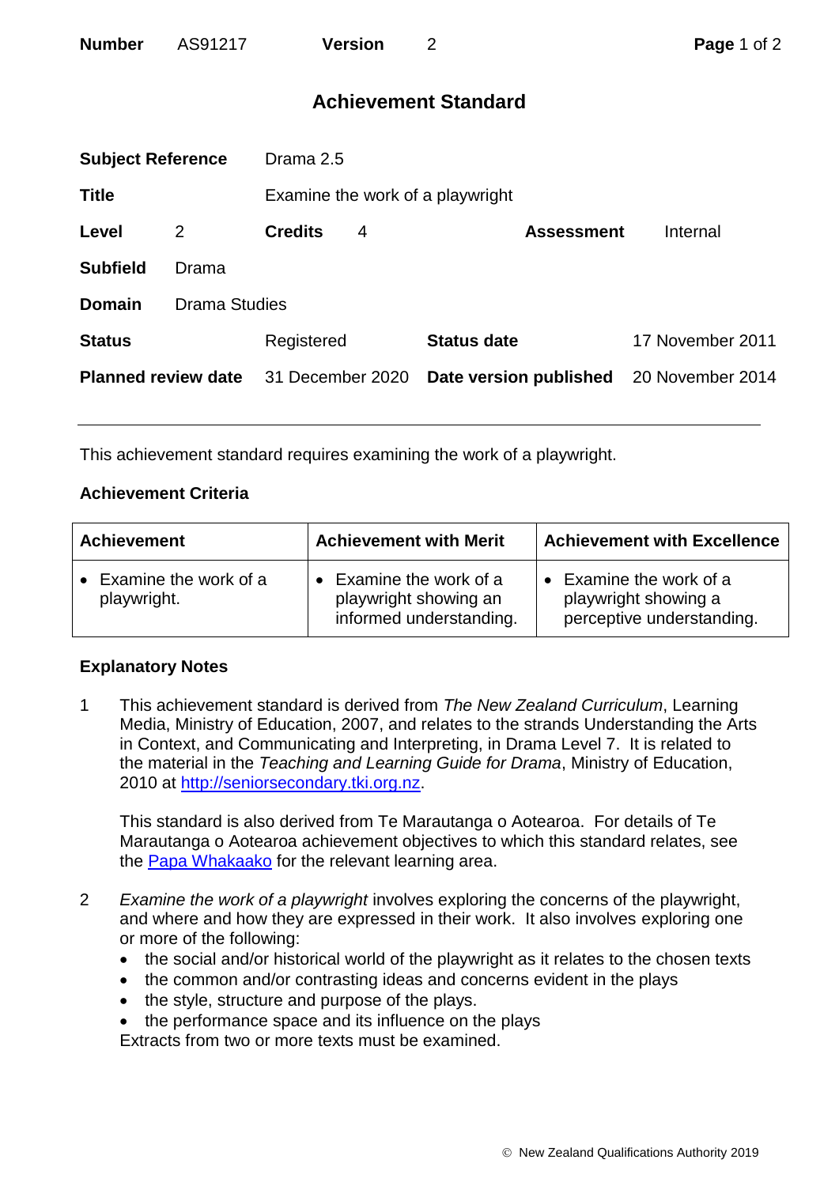| **Number** | AS91217 | **Version** | 2 |
|---|---|---|---|

# Achievement Standard

| | | | | | |
|---|---|---|---|---|---|
| **Subject Reference** | | Drama 2.5 | | | |
| **Title** | | Examine the work of a playwright | | | |
| **Level** | 2 | **Credits** | 4 | **Assessment** | Internal |
| **Subfield** | Drama | | | | |
| **Domain** | Drama Studies | | | | |
| **Status** | | Registered | | **Status date** | 17 November 2011 |
| **Planned review date** | | 31 December 2020 | | **Date version published** | 20 November 2014 |

---

This achievement standard requires examining the work of a playwright.

### Achievement Criteria

| Achievement | Achievement with Merit | Achievement with Excellence |
|---|---|---|
| • Examine the work of a playwright. | • Examine the work of a playwright showing an informed understanding. | • Examine the work of a playwright showing a perceptive understanding. |

### Explanatory Notes

1. This achievement standard is derived from *The New Zealand Curriculum*, Learning Media, Ministry of Education, 2007, and relates to the strands Understanding the Arts in Context, and Communicating and Interpreting, in Drama Level 7. It is related to the material in the *Teaching and Learning Guide for Drama*, Ministry of Education, 2010 at http://seniorsecondary.tki.org.nz.

   This standard is also derived from Te Marautanga o Aotearoa. For details of Te Marautanga o Aotearoa achievement objectives to which this standard relates, see the Papa Whakaako for the relevant learning area.

2. *Examine the work of a playwright* involves exploring the concerns of the playwright, and where and how they are expressed in their work. It also involves exploring one or more of the following:
   - the social and/or historical world of the playwright as it relates to the chosen texts
   - the common and/or contrasting ideas and concerns evident in the plays
   - the style, structure and purpose of the plays.
   - the performance space and its influence on the plays

   Extracts from two or more texts must be examined.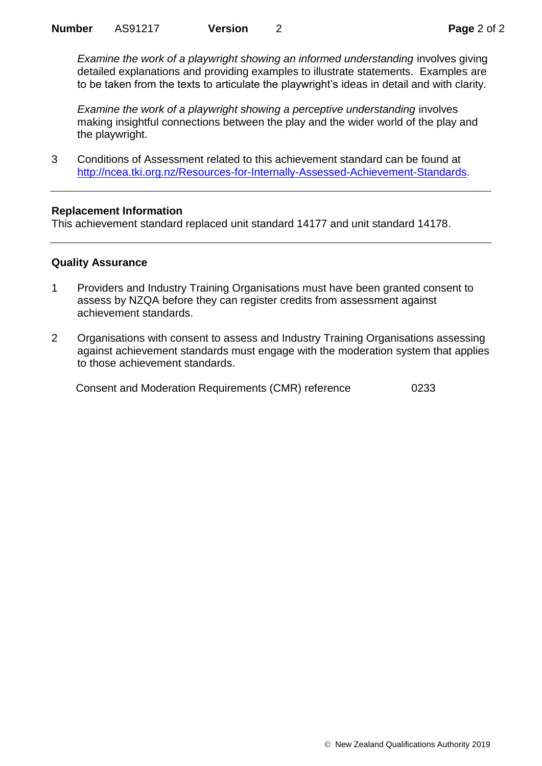*Examine the work of a playwright showing an informed understanding* involves giving detailed explanations and providing examples to illustrate statements. Examples are to be taken from the texts to articulate the playwright's ideas in detail and with clarity.

*Examine the work of a playwright showing a perceptive understanding* involves making insightful connections between the play and the wider world of the play and the playwright.

3 Conditions of Assessment related to this achievement standard can be found at http://ncea.tki.org.nz/Resources-for-Internally-Assessed-Achievement-Standards.

---

## Replacement Information

This achievement standard replaced unit standard 14177 and unit standard 14178.

---

## Quality Assurance

1 Providers and Industry Training Organisations must have been granted consent to assess by NZQA before they can register credits from assessment against achievement standards.

2 Organisations with consent to assess and Industry Training Organisations assessing against achievement standards must engage with the moderation system that applies to those achievement standards.

Consent and Moderation Requirements (CMR) reference 0233

© New Zealand Qualifications Authority 2019